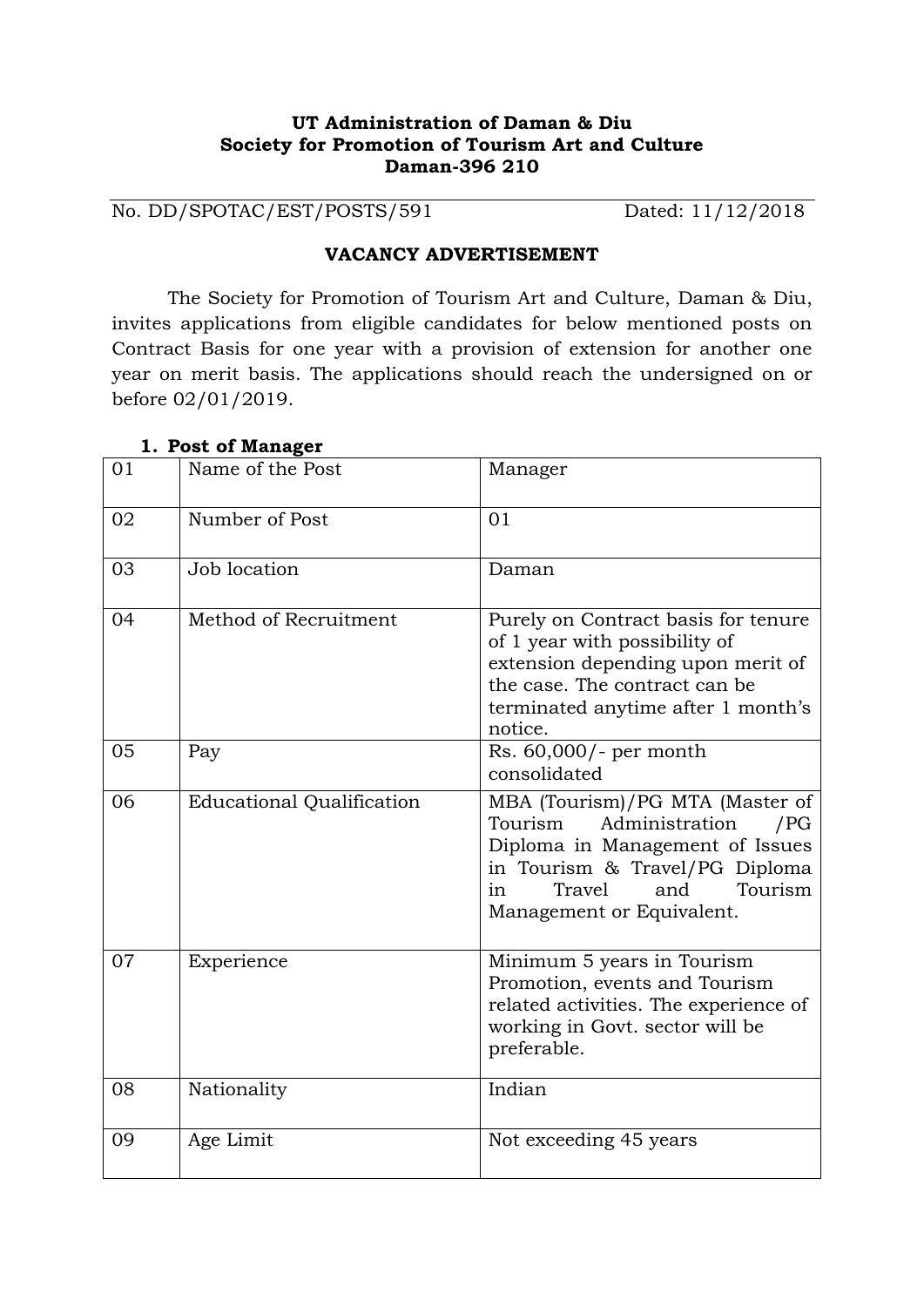**UT Administration of Daman & Diu**
**Society for Promotion of Tourism Art and Culture**
**Daman-396 210**

No. DD/SPOTAC/EST/POSTS/591 Dated: 11/12/2018

## VACANCY ADVERTISEMENT

The Society for Promotion of Tourism Art and Culture, Daman & Diu, invites applications from eligible candidates for below mentioned posts on Contract Basis for one year with a provision of extension for another one year on merit basis. The applications should reach the undersigned on or before 02/01/2019.

### 1. Post of Manager

| | | |
|---|---|---|
| 01 | Name of the Post | Manager |
| 02 | Number of Post | 01 |
| 03 | Job location | Daman |
| 04 | Method of Recruitment | Purely on Contract basis for tenure of 1 year with possibility of extension depending upon merit of the case. The contract can be terminated anytime after 1 month's notice. |
| 05 | Pay | Rs. 60,000/- per month consolidated |
| 06 | Educational Qualification | MBA (Tourism)/PG MTA (Master of Tourism Administration /PG Diploma in Management of Issues in Tourism & Travel/PG Diploma in Travel and Tourism Management or Equivalent. |
| 07 | Experience | Minimum 5 years in Tourism Promotion, events and Tourism related activities. The experience of working in Govt. sector will be preferable. |
| 08 | Nationality | Indian |
| 09 | Age Limit | Not exceeding 45 years |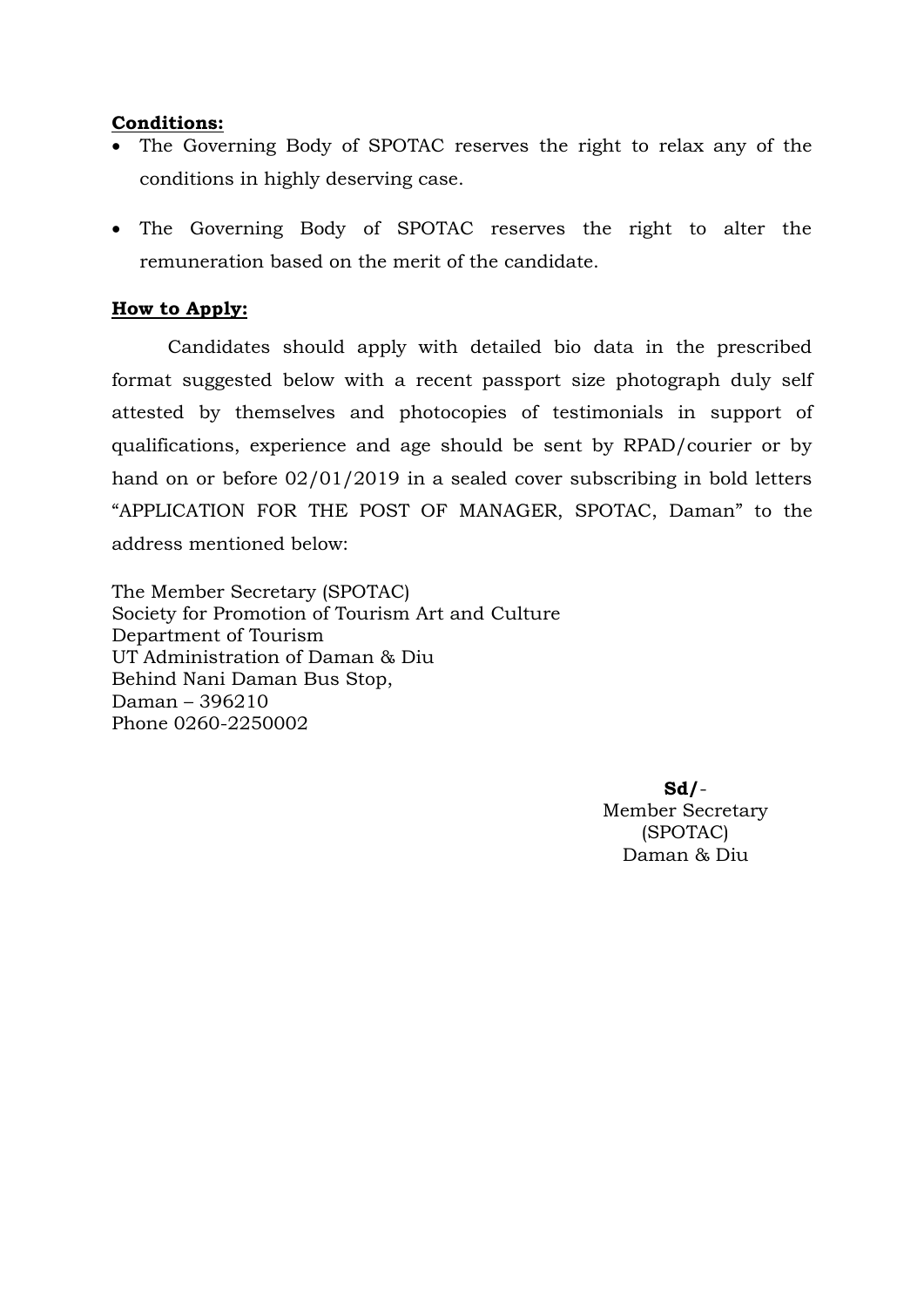**Conditions:**

- The Governing Body of SPOTAC reserves the right to relax any of the conditions in highly deserving case.
- The Governing Body of SPOTAC reserves the right to alter the remuneration based on the merit of the candidate.

**How to Apply:**

Candidates should apply with detailed bio data in the prescribed format suggested below with a recent passport size photograph duly self attested by themselves and photocopies of testimonials in support of qualifications, experience and age should be sent by RPAD/courier or by hand on or before 02/01/2019 in a sealed cover subscribing in bold letters "APPLICATION FOR THE POST OF MANAGER, SPOTAC, Daman" to the address mentioned below:

The Member Secretary (SPOTAC)
Society for Promotion of Tourism Art and Culture
Department of Tourism
UT Administration of Daman & Diu
Behind Nani Daman Bus Stop,
Daman – 396210
Phone 0260-2250002

**Sd/**-
Member Secretary
(SPOTAC)
Daman & Diu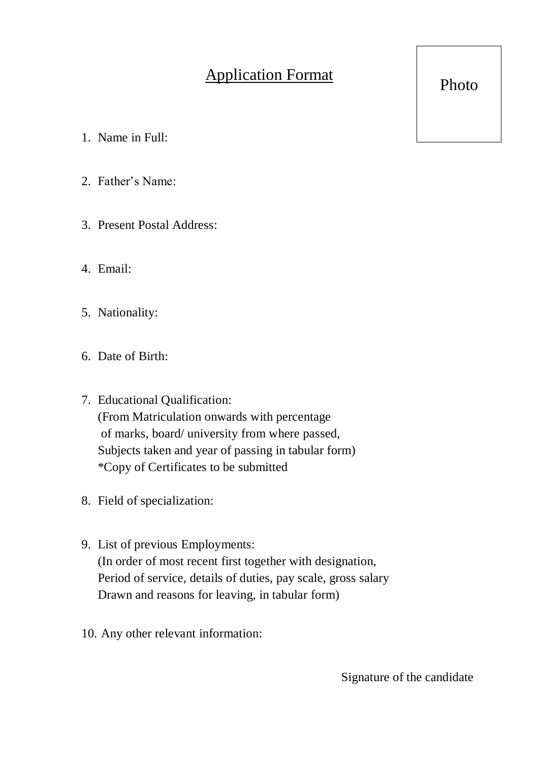# Application Format

Photo

1. Name in Full:
2. Father's Name:
3. Present Postal Address:
4. Email:
5. Nationality:
6. Date of Birth:
7. Educational Qualification:
   (From Matriculation onwards with percentage of marks, board/ university from where passed, Subjects taken and year of passing in tabular form)
   *Copy of Certificates to be submitted
8. Field of specialization:
9. List of previous Employments:
   (In order of most recent first together with designation, Period of service, details of duties, pay scale, gross salary Drawn and reasons for leaving, in tabular form)
10. Any other relevant information:

Signature of the candidate